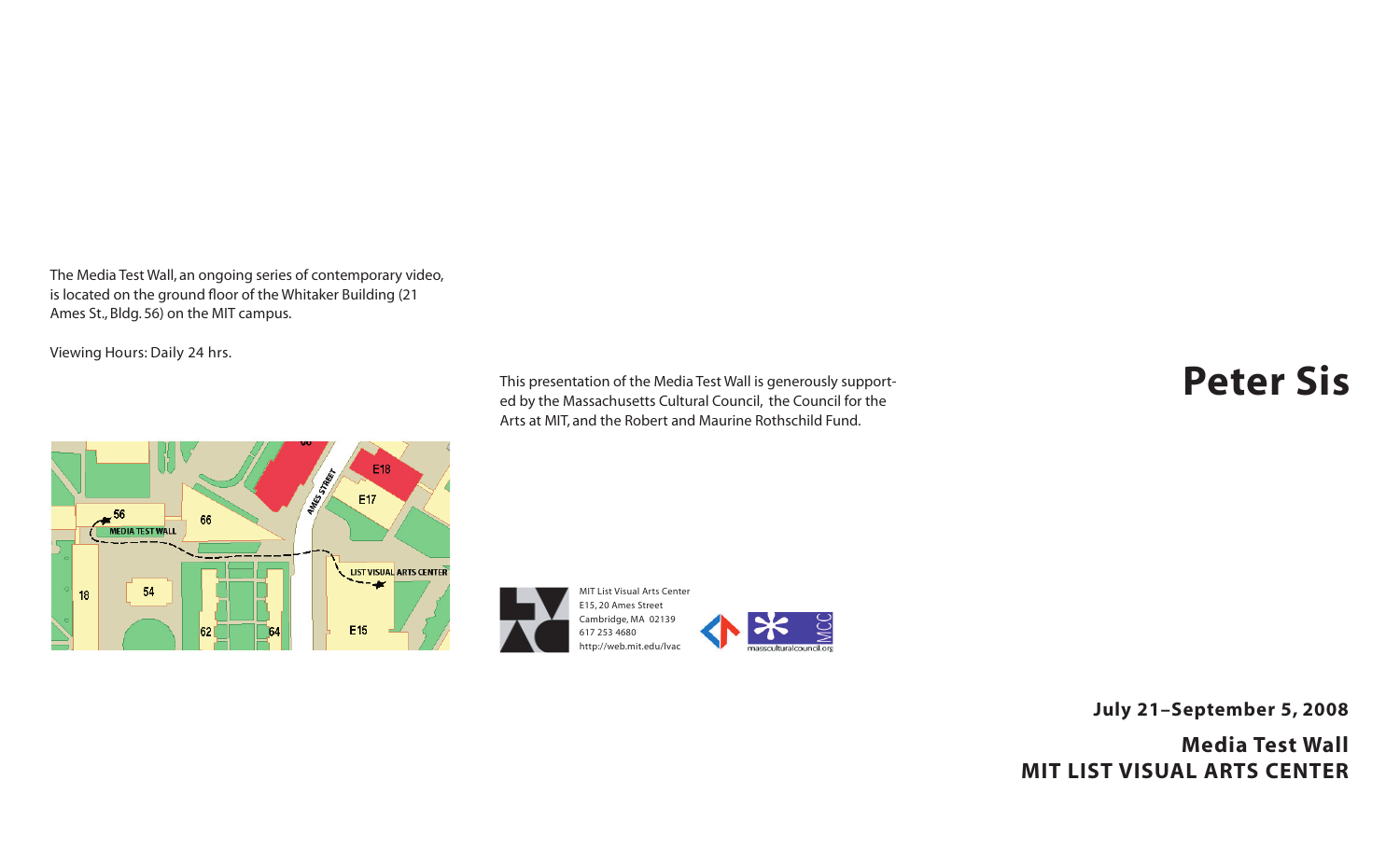The Media Test Wall, an ongoing series of contemporary video, is located on the ground floor of the Whitaker Building (21 Ames St., Bldg. 56) on the MIT campus.

Viewing Hours: Daily 24 hrs.

This presentation of the Media Test Wall is generously supported by the Massachusetts Cultural Council, the Council for the Arts at MIT, and the Robert and Maurine Rothschild Fund.

MIT List Visual Arts Center
E15, 20 Ames Street
Cambridge, MA 02139
617 253 4680
http://web.mit.edu/lvac

# Peter Sis

**July 21–September 5, 2008**

**Media Test Wall**
**MIT LIST VISUAL ARTS CENTER**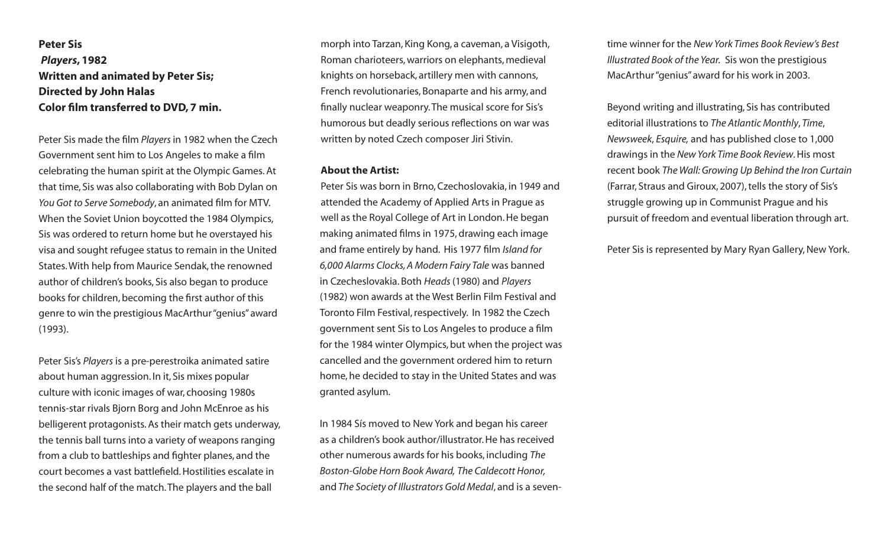**Peter Sis**
***Players*, 1982**
**Written and animated by Peter Sis;**
**Directed by John Halas**
**Color film transferred to DVD, 7 min.**

Peter Sis made the film *Players* in 1982 when the Czech Government sent him to Los Angeles to make a film celebrating the human spirit at the Olympic Games. At that time, Sis was also collaborating with Bob Dylan on *You Got to Serve Somebody*, an animated film for MTV. When the Soviet Union boycotted the 1984 Olympics, Sis was ordered to return home but he overstayed his visa and sought refugee status to remain in the United States. With help from Maurice Sendak, the renowned author of children's books, Sis also began to produce books for children, becoming the first author of this genre to win the prestigious MacArthur "genius" award (1993).

Peter Sis's *Players* is a pre-perestroika animated satire about human aggression. In it, Sis mixes popular culture with iconic images of war, choosing 1980s tennis-star rivals Bjorn Borg and John McEnroe as his belligerent protagonists. As their match gets underway, the tennis ball turns into a variety of weapons ranging from a club to battleships and fighter planes, and the court becomes a vast battlefield. Hostilities escalate in the second half of the match. The players and the ball morph into Tarzan, King Kong, a caveman, a Visigoth, Roman charioteers, warriors on elephants, medieval knights on horseback, artillery men with cannons, French revolutionaries, Bonaparte and his army, and finally nuclear weaponry. The musical score for Sis's humorous but deadly serious reflections on war was written by noted Czech composer Jiri Stivin.

**About the Artist:**

Peter Sis was born in Brno, Czechoslovakia, in 1949 and attended the Academy of Applied Arts in Prague as well as the Royal College of Art in London. He began making animated films in 1975, drawing each image and frame entirely by hand. His 1977 film *Island for 6,000 Alarms Clocks, A Modern Fairy Tale* was banned in Czecheslovakia. Both *Heads* (1980) and *Players* (1982) won awards at the West Berlin Film Festival and Toronto Film Festival, respectively. In 1982 the Czech government sent Sis to Los Angeles to produce a film for the 1984 winter Olympics, but when the project was cancelled and the government ordered him to return home, he decided to stay in the United States and was granted asylum.

In 1984 Sís moved to New York and began his career as a children's book author/illustrator. He has received other numerous awards for his books, including *The Boston-Globe Horn Book Award, The Caldecott Honor,* and *The Society of Illustrators Gold Medal*, and is a seven-time winner for the *New York Times Book Review's Best Illustrated Book of the Year.* Sis won the prestigious MacArthur "genius" award for his work in 2003.

Beyond writing and illustrating, Sis has contributed editorial illustrations to *The Atlantic Monthly*, *Time*, *Newsweek*, *Esquire,* and has published close to 1,000 drawings in the *New York Time Book Review*. His most recent book *The Wall: Growing Up Behind the Iron Curtain* (Farrar, Straus and Giroux, 2007), tells the story of Sis's struggle growing up in Communist Prague and his pursuit of freedom and eventual liberation through art.

Peter Sis is represented by Mary Ryan Gallery, New York.